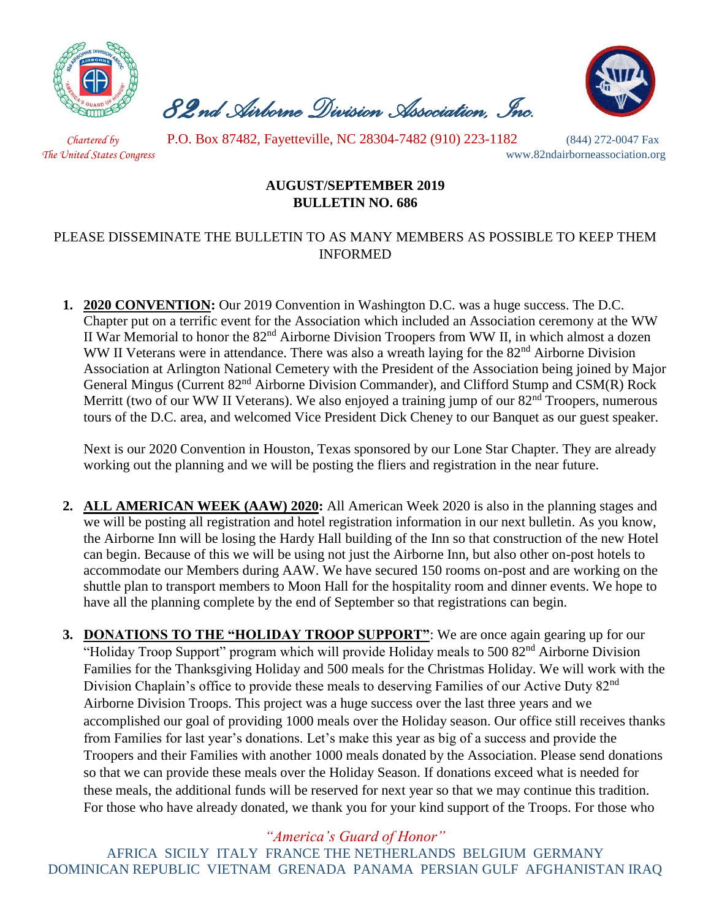# 82nd Airborne Division Association, Inc.

*Chartered by The United States Congress*

P.O. Box 87482, Fayetteville, NC 28304-7482 (910) 223-1182 (844) 272-0047 Fax

www.82ndairborneassociation.org

**AUGUST/SEPTEMBER 2019**
**BULLETIN NO. 686**

PLEASE DISSEMINATE THE BULLETIN TO AS MANY MEMBERS AS POSSIBLE TO KEEP THEM INFORMED

1. **2020 CONVENTION:** Our 2019 Convention in Washington D.C. was a huge success. The D.C. Chapter put on a terrific event for the Association which included an Association ceremony at the WW II War Memorial to honor the 82nd Airborne Division Troopers from WW II, in which almost a dozen WW II Veterans were in attendance. There was also a wreath laying for the 82nd Airborne Division Association at Arlington National Cemetery with the President of the Association being joined by Major General Mingus (Current 82nd Airborne Division Commander), and Clifford Stump and CSM(R) Rock Merritt (two of our WW II Veterans). We also enjoyed a training jump of our 82nd Troopers, numerous tours of the D.C. area, and welcomed Vice President Dick Cheney to our Banquet as our guest speaker.

   Next is our 2020 Convention in Houston, Texas sponsored by our Lone Star Chapter. They are already working out the planning and we will be posting the fliers and registration in the near future.

2. **ALL AMERICAN WEEK (AAW) 2020:** All American Week 2020 is also in the planning stages and we will be posting all registration and hotel registration information in our next bulletin. As you know, the Airborne Inn will be losing the Hardy Hall building of the Inn so that construction of the new Hotel can begin. Because of this we will be using not just the Airborne Inn, but also other on-post hotels to accommodate our Members during AAW. We have secured 150 rooms on-post and are working on the shuttle plan to transport members to Moon Hall for the hospitality room and dinner events. We hope to have all the planning complete by the end of September so that registrations can begin.

3. **DONATIONS TO THE "HOLIDAY TROOP SUPPORT"**: We are once again gearing up for our "Holiday Troop Support" program which will provide Holiday meals to 500 82nd Airborne Division Families for the Thanksgiving Holiday and 500 meals for the Christmas Holiday. We will work with the Division Chaplain's office to provide these meals to deserving Families of our Active Duty 82nd Airborne Division Troops. This project was a huge success over the last three years and we accomplished our goal of providing 1000 meals over the Holiday season. Our office still receives thanks from Families for last year's donations. Let's make this year as big of a success and provide the Troopers and their Families with another 1000 meals donated by the Association. Please send donations so that we can provide these meals over the Holiday Season. If donations exceed what is needed for these meals, the additional funds will be reserved for next year so that we may continue this tradition. For those who have already donated, we thank you for your kind support of the Troops. For those who

*"America's Guard of Honor"*

AFRICA SICILY ITALY FRANCE THE NETHERLANDS BELGIUM GERMANY DOMINICAN REPUBLIC VIETNAM GRENADA PANAMA PERSIAN GULF AFGHANISTAN IRAQ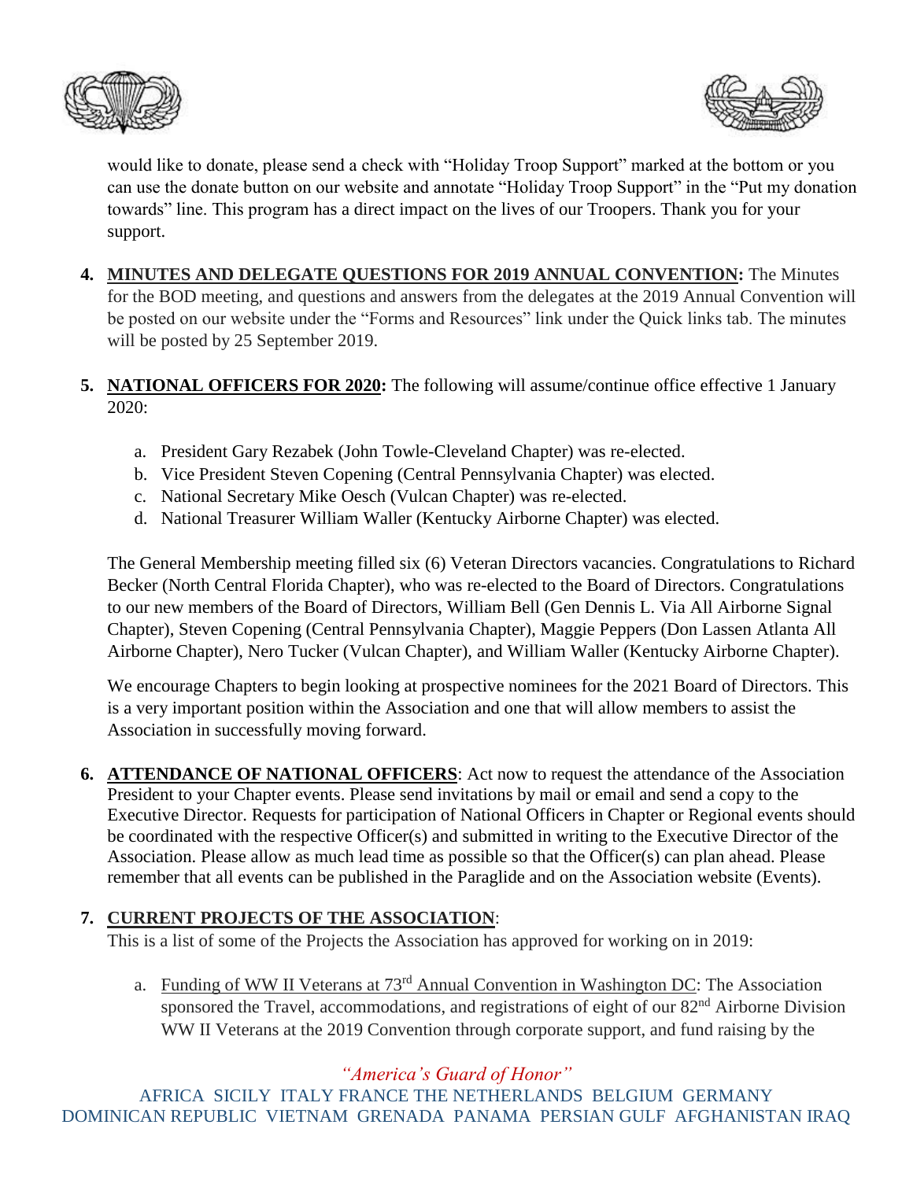would like to donate, please send a check with "Holiday Troop Support" marked at the bottom or you can use the donate button on our website and annotate "Holiday Troop Support" in the "Put my donation towards" line. This program has a direct impact on the lives of our Troopers. Thank you for your support.

4. **MINUTES AND DELEGATE QUESTIONS FOR 2019 ANNUAL CONVENTION:** The Minutes for the BOD meeting, and questions and answers from the delegates at the 2019 Annual Convention will be posted on our website under the "Forms and Resources" link under the Quick links tab. The minutes will be posted by 25 September 2019.

5. **NATIONAL OFFICERS FOR 2020:** The following will assume/continue office effective 1 January 2020:

   a. President Gary Rezabek (John Towle-Cleveland Chapter) was re-elected.
   b. Vice President Steven Copening (Central Pennsylvania Chapter) was elected.
   c. National Secretary Mike Oesch (Vulcan Chapter) was re-elected.
   d. National Treasurer William Waller (Kentucky Airborne Chapter) was elected.

   The General Membership meeting filled six (6) Veteran Directors vacancies. Congratulations to Richard Becker (North Central Florida Chapter), who was re-elected to the Board of Directors. Congratulations to our new members of the Board of Directors, William Bell (Gen Dennis L. Via All Airborne Signal Chapter), Steven Copening (Central Pennsylvania Chapter), Maggie Peppers (Don Lassen Atlanta All Airborne Chapter), Nero Tucker (Vulcan Chapter), and William Waller (Kentucky Airborne Chapter).

   We encourage Chapters to begin looking at prospective nominees for the 2021 Board of Directors. This is a very important position within the Association and one that will allow members to assist the Association in successfully moving forward.

6. **ATTENDANCE OF NATIONAL OFFICERS**: Act now to request the attendance of the Association President to your Chapter events. Please send invitations by mail or email and send a copy to the Executive Director. Requests for participation of National Officers in Chapter or Regional events should be coordinated with the respective Officer(s) and submitted in writing to the Executive Director of the Association. Please allow as much lead time as possible so that the Officer(s) can plan ahead. Please remember that all events can be published in the Paraglide and on the Association website (Events).

7. **CURRENT PROJECTS OF THE ASSOCIATION**:
   This is a list of some of the Projects the Association has approved for working on in 2019:

   a. Funding of WW II Veterans at 73rd Annual Convention in Washington DC: The Association sponsored the Travel, accommodations, and registrations of eight of our 82nd Airborne Division WW II Veterans at the 2019 Convention through corporate support, and fund raising by the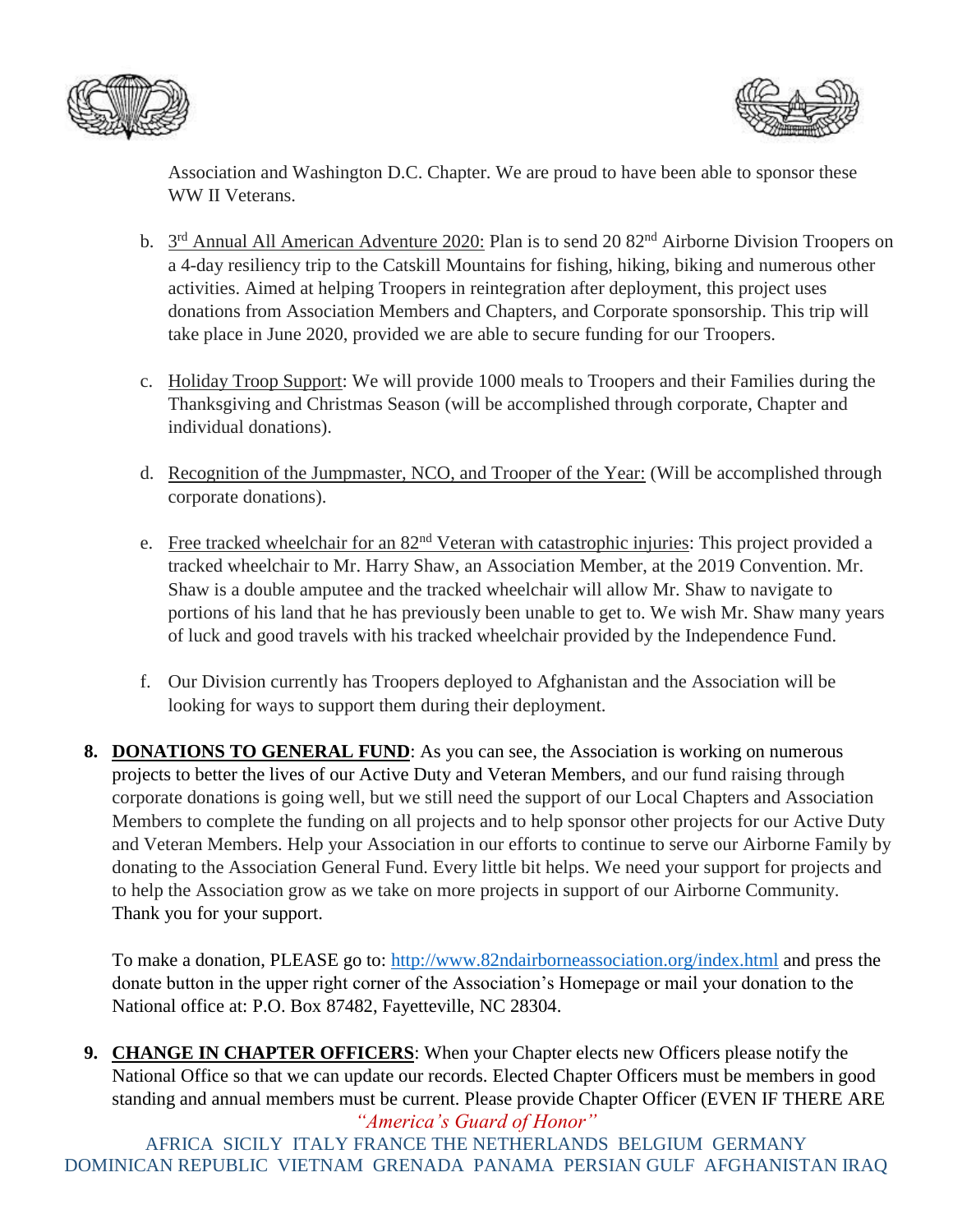Association and Washington D.C. Chapter. We are proud to have been able to sponsor these WW II Veterans.

b. 3rd Annual All American Adventure 2020: Plan is to send 20 82nd Airborne Division Troopers on a 4-day resiliency trip to the Catskill Mountains for fishing, hiking, biking and numerous other activities. Aimed at helping Troopers in reintegration after deployment, this project uses donations from Association Members and Chapters, and Corporate sponsorship. This trip will take place in June 2020, provided we are able to secure funding for our Troopers.

c. Holiday Troop Support: We will provide 1000 meals to Troopers and their Families during the Thanksgiving and Christmas Season (will be accomplished through corporate, Chapter and individual donations).

d. Recognition of the Jumpmaster, NCO, and Trooper of the Year: (Will be accomplished through corporate donations).

e. Free tracked wheelchair for an 82nd Veteran with catastrophic injuries: This project provided a tracked wheelchair to Mr. Harry Shaw, an Association Member, at the 2019 Convention. Mr. Shaw is a double amputee and the tracked wheelchair will allow Mr. Shaw to navigate to portions of his land that he has previously been unable to get to. We wish Mr. Shaw many years of luck and good travels with his tracked wheelchair provided by the Independence Fund.

f. Our Division currently has Troopers deployed to Afghanistan and the Association will be looking for ways to support them during their deployment.

**8. DONATIONS TO GENERAL FUND**: As you can see, the Association is working on numerous projects to better the lives of our Active Duty and Veteran Members, and our fund raising through corporate donations is going well, but we still need the support of our Local Chapters and Association Members to complete the funding on all projects and to help sponsor other projects for our Active Duty and Veteran Members. Help your Association in our efforts to continue to serve our Airborne Family by donating to the Association General Fund. Every little bit helps. We need your support for projects and to help the Association grow as we take on more projects in support of our Airborne Community. Thank you for your support.

To make a donation, PLEASE go to: http://www.82ndairborneassociation.org/index.html and press the donate button in the upper right corner of the Association's Homepage or mail your donation to the National office at: P.O. Box 87482, Fayetteville, NC 28304.

**9. CHANGE IN CHAPTER OFFICERS**: When your Chapter elects new Officers please notify the National Office so that we can update our records. Elected Chapter Officers must be members in good standing and annual members must be current. Please provide Chapter Officer (EVEN IF THERE ARE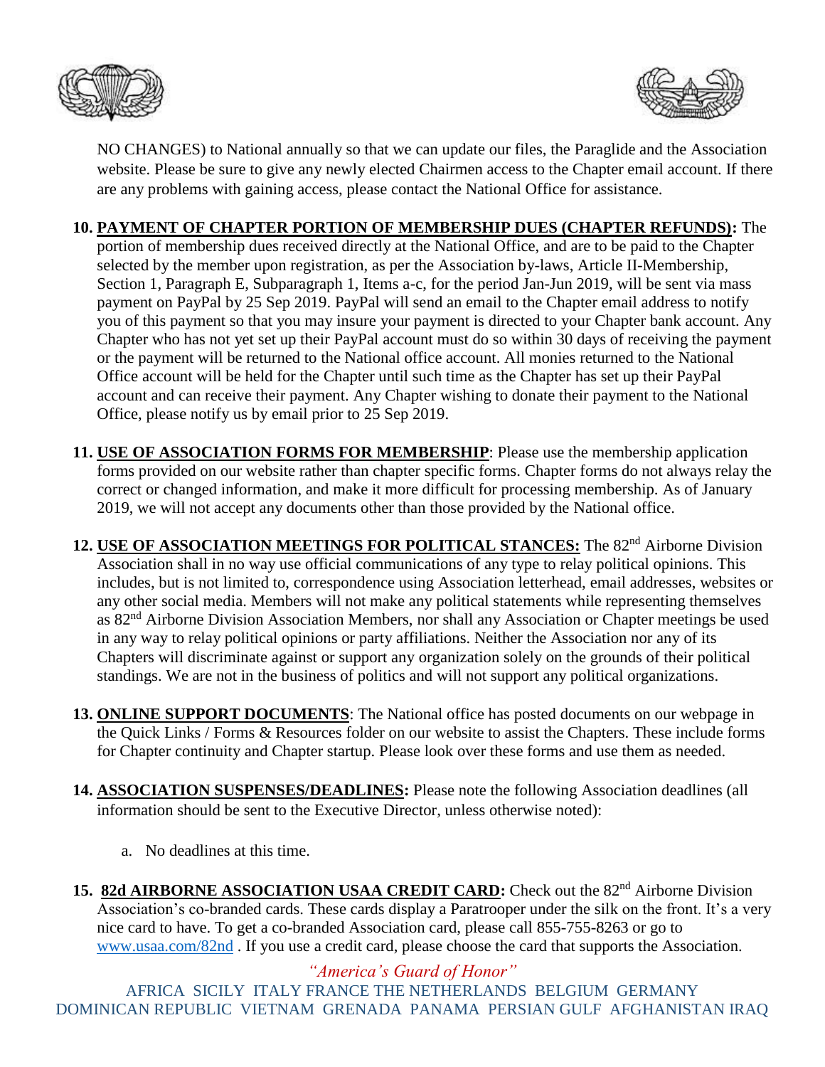NO CHANGES) to National annually so that we can update our files, the Paraglide and the Association website. Please be sure to give any newly elected Chairmen access to the Chapter email account. If there are any problems with gaining access, please contact the National Office for assistance.

10. **PAYMENT OF CHAPTER PORTION OF MEMBERSHIP DUES (CHAPTER REFUNDS):** The portion of membership dues received directly at the National Office, and are to be paid to the Chapter selected by the member upon registration, as per the Association by-laws, Article II-Membership, Section 1, Paragraph E, Subparagraph 1, Items a-c, for the period Jan-Jun 2019, will be sent via mass payment on PayPal by 25 Sep 2019. PayPal will send an email to the Chapter email address to notify you of this payment so that you may insure your payment is directed to your Chapter bank account. Any Chapter who has not yet set up their PayPal account must do so within 30 days of receiving the payment or the payment will be returned to the National office account. All monies returned to the National Office account will be held for the Chapter until such time as the Chapter has set up their PayPal account and can receive their payment. Any Chapter wishing to donate their payment to the National Office, please notify us by email prior to 25 Sep 2019.

11. **USE OF ASSOCIATION FORMS FOR MEMBERSHIP**: Please use the membership application forms provided on our website rather than chapter specific forms. Chapter forms do not always relay the correct or changed information, and make it more difficult for processing membership. As of January 2019, we will not accept any documents other than those provided by the National office.

12. **USE OF ASSOCIATION MEETINGS FOR POLITICAL STANCES:** The 82nd Airborne Division Association shall in no way use official communications of any type to relay political opinions. This includes, but is not limited to, correspondence using Association letterhead, email addresses, websites or any other social media. Members will not make any political statements while representing themselves as 82nd Airborne Division Association Members, nor shall any Association or Chapter meetings be used in any way to relay political opinions or party affiliations. Neither the Association nor any of its Chapters will discriminate against or support any organization solely on the grounds of their political standings. We are not in the business of politics and will not support any political organizations.

13. **ONLINE SUPPORT DOCUMENTS**: The National office has posted documents on our webpage in the Quick Links / Forms & Resources folder on our website to assist the Chapters. These include forms for Chapter continuity and Chapter startup. Please look over these forms and use them as needed.

14. **ASSOCIATION SUSPENSES/DEADLINES:** Please note the following Association deadlines (all information should be sent to the Executive Director, unless otherwise noted):

    a. No deadlines at this time.

15. **82d AIRBORNE ASSOCIATION USAA CREDIT CARD:** Check out the 82nd Airborne Division Association's co-branded cards. These cards display a Paratrooper under the silk on the front. It's a very nice card to have. To get a co-branded Association card, please call 855-755-8263 or go to [www.usaa.com/82nd](www.usaa.com/82nd) . If you use a credit card, please choose the card that supports the Association.

*"America's Guard of Honor"*

AFRICA SICILY ITALY FRANCE THE NETHERLANDS BELGIUM GERMANY DOMINICAN REPUBLIC VIETNAM GRENADA PANAMA PERSIAN GULF AFGHANISTAN IRAQ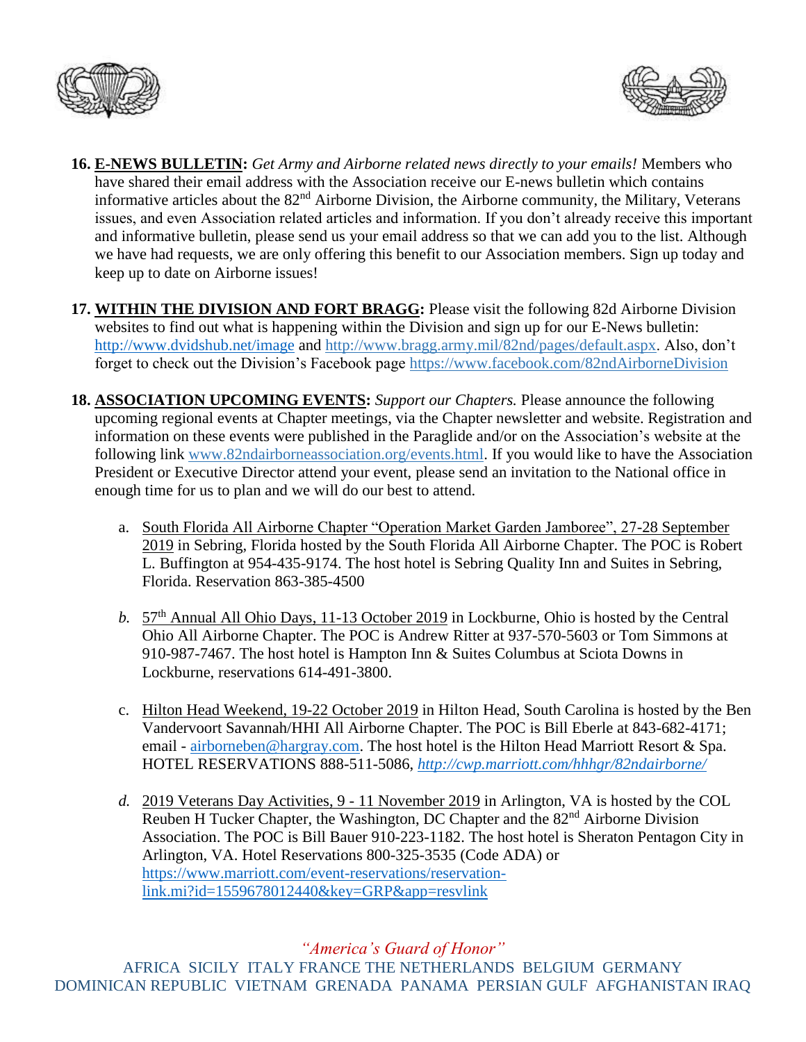16. **E-NEWS BULLETIN:** *Get Army and Airborne related news directly to your emails!* Members who have shared their email address with the Association receive our E-news bulletin which contains informative articles about the 82nd Airborne Division, the Airborne community, the Military, Veterans issues, and even Association related articles and information. If you don't already receive this important and informative bulletin, please send us your email address so that we can add you to the list. Although we have had requests, we are only offering this benefit to our Association members. Sign up today and keep up to date on Airborne issues!

17. **WITHIN THE DIVISION AND FORT BRAGG:** Please visit the following 82d Airborne Division websites to find out what is happening within the Division and sign up for our E-News bulletin: http://www.dvidshub.net/image and http://www.bragg.army.mil/82nd/pages/default.aspx. Also, don't forget to check out the Division's Facebook page https://www.facebook.com/82ndAirborneDivision

18. **ASSOCIATION UPCOMING EVENTS:** *Support our Chapters.* Please announce the following upcoming regional events at Chapter meetings, via the Chapter newsletter and website. Registration and information on these events were published in the Paraglide and/or on the Association's website at the following link www.82ndairborneassociation.org/events.html. If you would like to have the Association President or Executive Director attend your event, please send an invitation to the National office in enough time for us to plan and we will do our best to attend.

    a. South Florida All Airborne Chapter "Operation Market Garden Jamboree", 27-28 September 2019 in Sebring, Florida hosted by the South Florida All Airborne Chapter. The POC is Robert L. Buffington at 954-435-9174. The host hotel is Sebring Quality Inn and Suites in Sebring, Florida. Reservation 863-385-4500

    *b.* 57th Annual All Ohio Days, 11-13 October 2019 in Lockburne, Ohio is hosted by the Central Ohio All Airborne Chapter. The POC is Andrew Ritter at 937-570-5603 or Tom Simmons at 910-987-7467. The host hotel is Hampton Inn & Suites Columbus at Sciota Downs in Lockburne, reservations 614-491-3800.

    c. Hilton Head Weekend, 19-22 October 2019 in Hilton Head, South Carolina is hosted by the Ben Vandervoort Savannah/HHI All Airborne Chapter. The POC is Bill Eberle at 843-682-4171; email - airborneben@hargray.com. The host hotel is the Hilton Head Marriott Resort & Spa. HOTEL RESERVATIONS 888-511-5086, *http://cwp.marriott.com/hhhgr/82ndairborne/*

    *d.* 2019 Veterans Day Activities, 9 - 11 November 2019 in Arlington, VA is hosted by the COL Reuben H Tucker Chapter, the Washington, DC Chapter and the 82nd Airborne Division Association. The POC is Bill Bauer 910-223-1182. The host hotel is Sheraton Pentagon City in Arlington, VA. Hotel Reservations 800-325-3535 (Code ADA) or https://www.marriott.com/event-reservations/reservation-link.mi?id=1559678012440&key=GRP&app=resvlink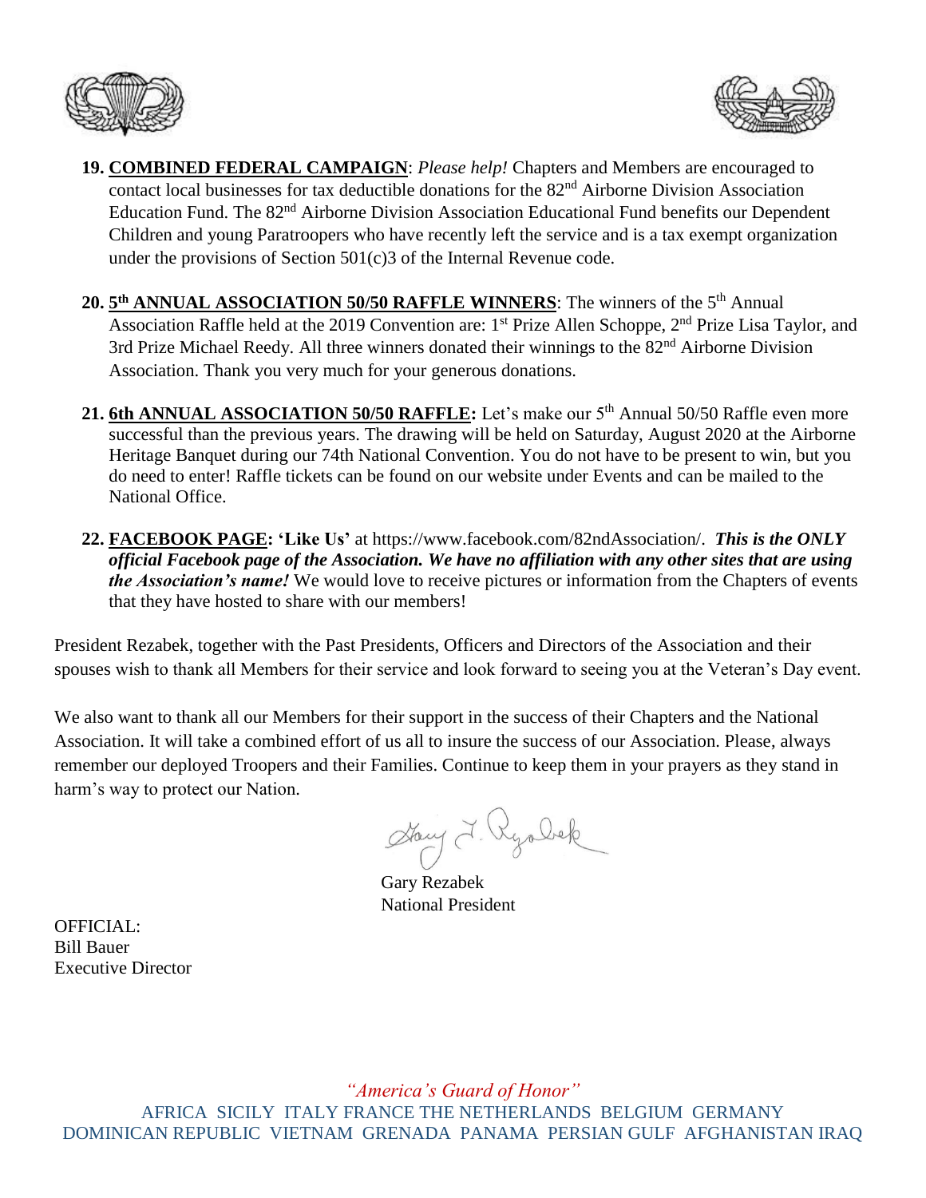19. **<u>COMBINED FEDERAL CAMPAIGN</u>**: *Please help!* Chapters and Members are encouraged to contact local businesses for tax deductible donations for the 82nd Airborne Division Association Education Fund. The 82nd Airborne Division Association Educational Fund benefits our Dependent Children and young Paratroopers who have recently left the service and is a tax exempt organization under the provisions of Section 501(c)3 of the Internal Revenue code.

20. **<u>5th ANNUAL ASSOCIATION 50/50 RAFFLE WINNERS</u>**: The winners of the 5th Annual Association Raffle held at the 2019 Convention are: 1st Prize Allen Schoppe, 2nd Prize Lisa Taylor, and 3rd Prize Michael Reedy. All three winners donated their winnings to the 82nd Airborne Division Association. Thank you very much for your generous donations.

21. **<u>6th ANNUAL ASSOCIATION 50/50 RAFFLE</u>:** Let's make our 5th Annual 50/50 Raffle even more successful than the previous years. The drawing will be held on Saturday, August 2020 at the Airborne Heritage Banquet during our 74th National Convention. You do not have to be present to win, but you do need to enter! Raffle tickets can be found on our website under Events and can be mailed to the National Office.

22. **<u>FACEBOOK PAGE</u>: 'Like Us'** at https://www.facebook.com/82ndAssociation/. ***This is the ONLY official Facebook page of the Association. We have no affiliation with any other sites that are using the Association's name!*** We would love to receive pictures or information from the Chapters of events that they have hosted to share with our members!

President Rezabek, together with the Past Presidents, Officers and Directors of the Association and their spouses wish to thank all Members for their service and look forward to seeing you at the Veteran's Day event.

We also want to thank all our Members for their support in the success of their Chapters and the National Association. It will take a combined effort of us all to insure the success of our Association. Please, always remember our deployed Troopers and their Families. Continue to keep them in your prayers as they stand in harm's way to protect our Nation.

Gary Rezabek
National President

OFFICIAL:
Bill Bauer
Executive Director

*"America's Guard of Honor"*

AFRICA SICILY ITALY FRANCE THE NETHERLANDS BELGIUM GERMANY
DOMINICAN REPUBLIC VIETNAM GRENADA PANAMA PERSIAN GULF AFGHANISTAN IRAQ